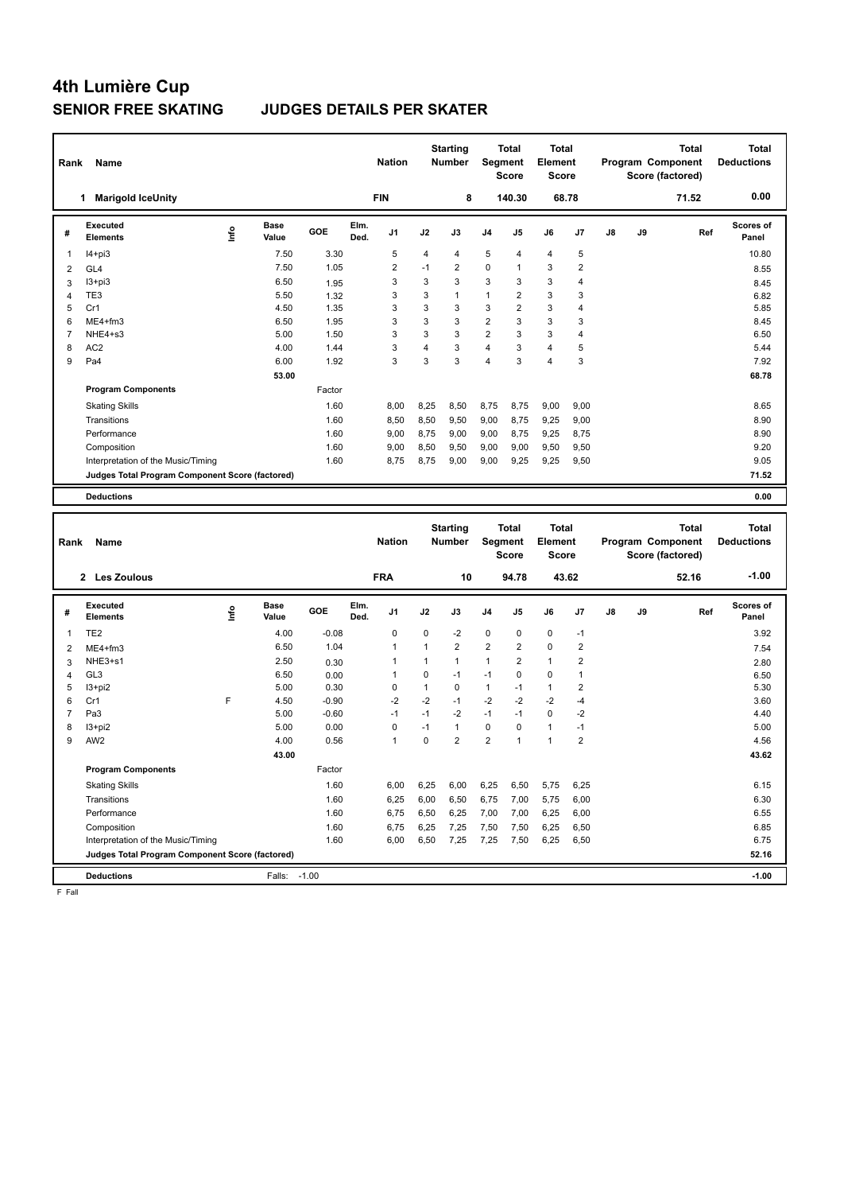# 4th Lumière Cup

## SENIOR FREE SKATING JUDGES DETAILS PER SKATER

| Rank | Name | Nation | Starting Number | Total Segment Score | Total Element Score | Total Program Component Score (factored) | Total Deductions |
|---|---|---|---|---|---|---|---|
| 1 | Marigold IceUnity | FIN | 8 | 140.30 | 68.78 | 71.52 | 0.00 |

| # | Executed Elements | Info | Base Value | GOE | Elm. Ded. | J1 | J2 | J3 | J4 | J5 | J6 | J7 | J8 | J9 | Ref | Scores of Panel |
|---|---|---|---|---|---|---|---|---|---|---|---|---|---|---|---|---|
| 1 | I4+pi3 | | 7.50 | 3.30 | | 5 | 4 | 4 | 5 | 4 | 4 | 5 | | | | 10.80 |
| 2 | GL4 | | 7.50 | 1.05 | | 2 | -1 | 2 | 0 | 1 | 3 | 2 | | | | 8.55 |
| 3 | I3+pi3 | | 6.50 | 1.95 | | 3 | 3 | 3 | 3 | 3 | 3 | 4 | | | | 8.45 |
| 4 | TE3 | | 5.50 | 1.32 | | 3 | 3 | 1 | 1 | 2 | 3 | 3 | | | | 6.82 |
| 5 | Cr1 | | 4.50 | 1.35 | | 3 | 3 | 3 | 3 | 2 | 3 | 4 | | | | 5.85 |
| 6 | ME4+fm3 | | 6.50 | 1.95 | | 3 | 3 | 3 | 2 | 3 | 3 | 3 | | | | 8.45 |
| 7 | NHE4+s3 | | 5.00 | 1.50 | | 3 | 3 | 3 | 2 | 3 | 3 | 4 | | | | 6.50 |
| 8 | AC2 | | 4.00 | 1.44 | | 3 | 4 | 3 | 4 | 3 | 4 | 5 | | | | 5.44 |
| 9 | Pa4 | | 6.00 | 1.92 | | 3 | 3 | 3 | 4 | 3 | 4 | 3 | | | | 7.92 |
| | | | 53.00 | | | | | | | | | | | | | 68.78 |
| | **Program Components** | | | Factor | | | | | | | | | | | | |
| | Skating Skills | | | 1.60 | | 8,00 | 8,25 | 8,50 | 8,75 | 8,75 | 9,00 | 9,00 | | | | 8.65 |
| | Transitions | | | 1.60 | | 8,50 | 8,50 | 9,50 | 9,00 | 8,75 | 9,25 | 9,00 | | | | 8.90 |
| | Performance | | | 1.60 | | 9,00 | 8,75 | 9,00 | 9,00 | 8,75 | 9,25 | 8,75 | | | | 8.90 |
| | Composition | | | 1.60 | | 9,00 | 8,50 | 9,50 | 9,00 | 9,00 | 9,50 | 9,50 | | | | 9.20 |
| | Interpretation of the Music/Timing | | | 1.60 | | 8,75 | 8,75 | 9,00 | 9,00 | 9,25 | 9,25 | 9,50 | | | | 9.05 |
| | **Judges Total Program Component Score (factored)** | | | | | | | | | | | | | | | 71.52 |
| | **Deductions** | | | | | | | | | | | | | | | 0.00 |

| Rank | Name | Nation | Starting Number | Total Segment Score | Total Element Score | Total Program Component Score (factored) | Total Deductions |
|---|---|---|---|---|---|---|---|
| 2 | Les Zoulous | FRA | 10 | 94.78 | 43.62 | 52.16 | -1.00 |

| # | Executed Elements | Info | Base Value | GOE | Elm. Ded. | J1 | J2 | J3 | J4 | J5 | J6 | J7 | J8 | J9 | Ref | Scores of Panel |
|---|---|---|---|---|---|---|---|---|---|---|---|---|---|---|---|---|
| 1 | TE2 | | 4.00 | -0.08 | | 0 | 0 | -2 | 0 | 0 | 0 | -1 | | | | 3.92 |
| 2 | ME4+fm3 | | 6.50 | 1.04 | | 1 | 1 | 2 | 2 | 2 | 0 | 2 | | | | 7.54 |
| 3 | NHE3+s1 | | 2.50 | 0.30 | | 1 | 1 | 1 | 1 | 2 | 1 | 2 | | | | 2.80 |
| 4 | GL3 | | 6.50 | 0.00 | | 1 | 0 | -1 | -1 | 0 | 0 | 1 | | | | 6.50 |
| 5 | I3+pi2 | | 5.00 | 0.30 | | 0 | 1 | 0 | 1 | -1 | 1 | 2 | | | | 5.30 |
| 6 | Cr1 | F | 4.50 | -0.90 | | -2 | -2 | -1 | -2 | -2 | -2 | -4 | | | | 3.60 |
| 7 | Pa3 | | 5.00 | -0.60 | | -1 | -1 | -2 | -1 | -1 | 0 | -2 | | | | 4.40 |
| 8 | I3+pi2 | | 5.00 | 0.00 | | 0 | -1 | 1 | 0 | 0 | 1 | -1 | | | | 5.00 |
| 9 | AW2 | | 4.00 | 0.56 | | 1 | 0 | 2 | 2 | 1 | 1 | 2 | | | | 4.56 |
| | | | 43.00 | | | | | | | | | | | | | 43.62 |
| | **Program Components** | | | Factor | | | | | | | | | | | | |
| | Skating Skills | | | 1.60 | | 6,00 | 6,25 | 6,00 | 6,25 | 6,50 | 5,75 | 6,25 | | | | 6.15 |
| | Transitions | | | 1.60 | | 6,25 | 6,00 | 6,50 | 6,75 | 7,00 | 5,75 | 6,00 | | | | 6.30 |
| | Performance | | | 1.60 | | 6,75 | 6,50 | 6,25 | 7,00 | 7,00 | 6,25 | 6,00 | | | | 6.55 |
| | Composition | | | 1.60 | | 6,75 | 6,25 | 7,25 | 7,50 | 7,50 | 6,25 | 6,50 | | | | 6.85 |
| | Interpretation of the Music/Timing | | | 1.60 | | 6,00 | 6,50 | 7,25 | 7,25 | 7,50 | 6,25 | 6,50 | | | | 6.75 |
| | **Judges Total Program Component Score (factored)** | | | | | | | | | | | | | | | 52.16 |
| | **Deductions** | | Falls: | -1.00 | | | | | | | | | | | | -1.00 |

F Fall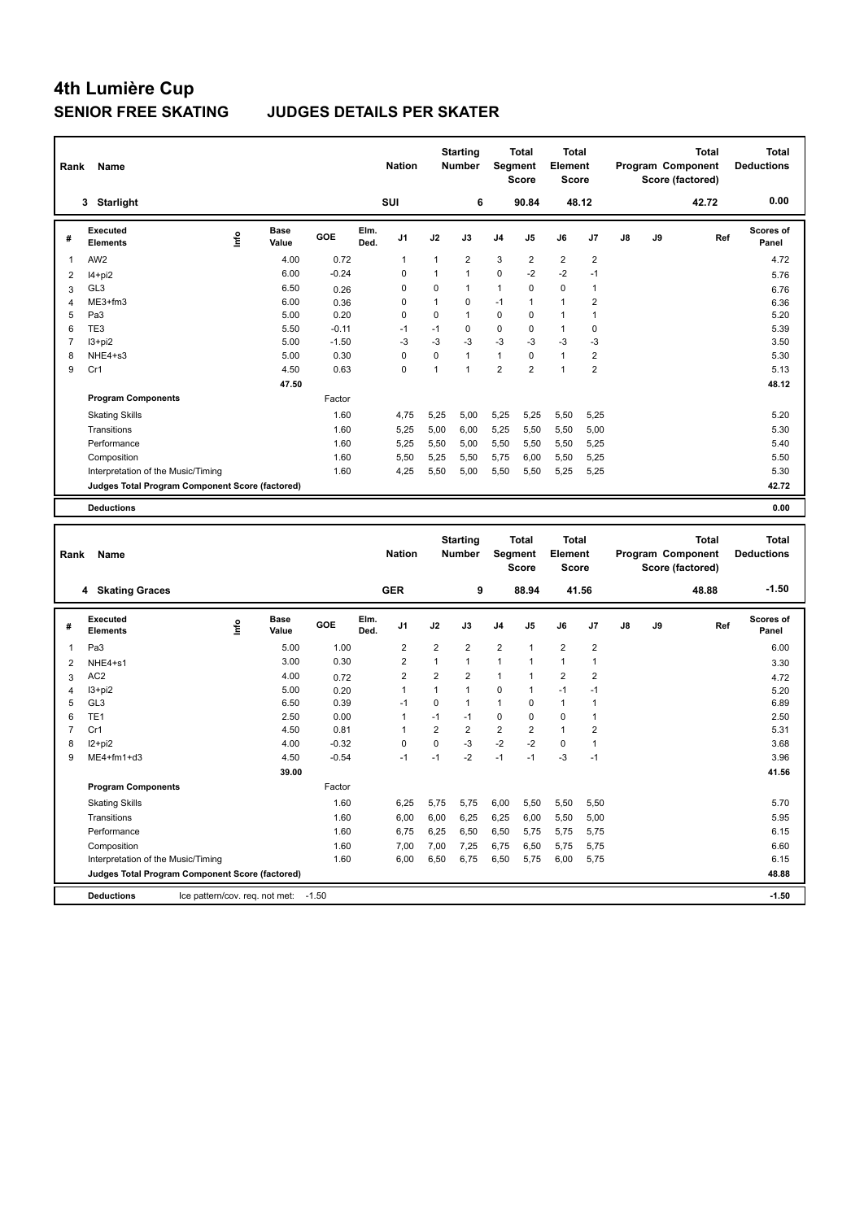# 4th Lumière Cup

## SENIOR FREE SKATING JUDGES DETAILS PER SKATER

| Rank | Name | Nation | Starting Number | Total Segment Score | Total Element Score | Total Program Component Score (factored) | Total Deductions |
|---|---|---|---|---|---|---|---|
| 3 | Starlight | SUI | 6 | 90.84 | 48.12 | 42.72 | 0.00 |

| # | Executed Elements | Info | Base Value | GOE | Elm. Ded. | J1 | J2 | J3 | J4 | J5 | J6 | J7 | J8 | J9 | Ref | Scores of Panel |
|---|---|---|---|---|---|---|---|---|---|---|---|---|---|---|---|---|
| 1 | AW2 | | 4.00 | 0.72 | | 1 | 1 | 2 | 3 | 2 | 2 | 2 | | | | 4.72 |
| 2 | I4+pi2 | | 6.00 | -0.24 | | 0 | 1 | 1 | 0 | -2 | -2 | -1 | | | | 5.76 |
| 3 | GL3 | | 6.50 | 0.26 | | 0 | 0 | 1 | 1 | 0 | 0 | 1 | | | | 6.76 |
| 4 | ME3+fm3 | | 6.00 | 0.36 | | 0 | 1 | 0 | -1 | 1 | 1 | 2 | | | | 6.36 |
| 5 | Pa3 | | 5.00 | 0.20 | | 0 | 0 | 1 | 0 | 0 | 1 | 1 | | | | 5.20 |
| 6 | TE3 | | 5.50 | -0.11 | | -1 | -1 | 0 | 0 | 0 | 1 | 0 | | | | 5.39 |
| 7 | I3+pi2 | | 5.00 | -1.50 | | -3 | -3 | -3 | -3 | -3 | -3 | -3 | | | | 3.50 |
| 8 | NHE4+s3 | | 5.00 | 0.30 | | 0 | 0 | 1 | 1 | 0 | 1 | 2 | | | | 5.30 |
| 9 | Cr1 | | 4.50 | 0.63 | | 0 | 1 | 1 | 2 | 2 | 1 | 2 | | | | 5.13 |
| | | | 47.50 | | | | | | | | | | | | | 48.12 |
| | **Program Components** | | | Factor | | | | | | | | | | | | |
| | Skating Skills | | | 1.60 | | 4,75 | 5,25 | 5,00 | 5,25 | 5,25 | 5,50 | 5,25 | | | | 5.20 |
| | Transitions | | | 1.60 | | 5,25 | 5,00 | 6,00 | 5,25 | 5,50 | 5,50 | 5,00 | | | | 5.30 |
| | Performance | | | 1.60 | | 5,25 | 5,50 | 5,00 | 5,50 | 5,50 | 5,50 | 5,25 | | | | 5.40 |
| | Composition | | | 1.60 | | 5,50 | 5,25 | 5,50 | 5,75 | 6,00 | 5,50 | 5,25 | | | | 5.50 |
| | Interpretation of the Music/Timing | | | 1.60 | | 4,25 | 5,50 | 5,00 | 5,50 | 5,50 | 5,25 | 5,25 | | | | 5.30 |
| | **Judges Total Program Component Score (factored)** | | | | | | | | | | | | | | | 42.72 |
| | **Deductions** | | | | | | | | | | | | | | | 0.00 |

| Rank | Name | Nation | Starting Number | Total Segment Score | Total Element Score | Total Program Component Score (factored) | Total Deductions |
|---|---|---|---|---|---|---|---|
| 4 | Skating Graces | GER | 9 | 88.94 | 41.56 | 48.88 | -1.50 |

| # | Executed Elements | Info | Base Value | GOE | Elm. Ded. | J1 | J2 | J3 | J4 | J5 | J6 | J7 | J8 | J9 | Ref | Scores of Panel |
|---|---|---|---|---|---|---|---|---|---|---|---|---|---|---|---|---|
| 1 | Pa3 | | 5.00 | 1.00 | | 2 | 2 | 2 | 2 | 1 | 2 | 2 | | | | 6.00 |
| 2 | NHE4+s1 | | 3.00 | 0.30 | | 2 | 1 | 1 | 1 | 1 | 1 | 1 | | | | 3.30 |
| 3 | AC2 | | 4.00 | 0.72 | | 2 | 2 | 2 | 1 | 1 | 2 | 2 | | | | 4.72 |
| 4 | I3+pi2 | | 5.00 | 0.20 | | 1 | 1 | 1 | 0 | 1 | -1 | -1 | | | | 5.20 |
| 5 | GL3 | | 6.50 | 0.39 | | -1 | 0 | 1 | 1 | 0 | 1 | 1 | | | | 6.89 |
| 6 | TE1 | | 2.50 | 0.00 | | 1 | -1 | -1 | 0 | 0 | 0 | 1 | | | | 2.50 |
| 7 | Cr1 | | 4.50 | 0.81 | | 1 | 2 | 2 | 2 | 2 | 1 | 2 | | | | 5.31 |
| 8 | I2+pi2 | | 4.00 | -0.32 | | 0 | 0 | -3 | -2 | -2 | 0 | 1 | | | | 3.68 |
| 9 | ME4+fm1+d3 | | 4.50 | -0.54 | | -1 | -1 | -2 | -1 | -1 | -3 | -1 | | | | 3.96 |
| | | | 39.00 | | | | | | | | | | | | | 41.56 |
| | **Program Components** | | | Factor | | | | | | | | | | | | |
| | Skating Skills | | | 1.60 | | 6,25 | 5,75 | 5,75 | 6,00 | 5,50 | 5,50 | 5,50 | | | | 5.70 |
| | Transitions | | | 1.60 | | 6,00 | 6,00 | 6,25 | 6,25 | 6,00 | 5,50 | 5,00 | | | | 5.95 |
| | Performance | | | 1.60 | | 6,75 | 6,25 | 6,50 | 6,50 | 5,75 | 5,75 | 5,75 | | | | 6.15 |
| | Composition | | | 1.60 | | 7,00 | 7,00 | 7,25 | 6,75 | 6,50 | 5,75 | 5,75 | | | | 6.60 |
| | Interpretation of the Music/Timing | | | 1.60 | | 6,00 | 6,50 | 6,75 | 6,50 | 5,75 | 6,00 | 5,75 | | | | 6.15 |
| | **Judges Total Program Component Score (factored)** | | | | | | | | | | | | | | | 48.88 |
| | **Deductions** | Ice pattern/cov. req. not met: -1.50 | | | | | | | | | | | | | | -1.50 |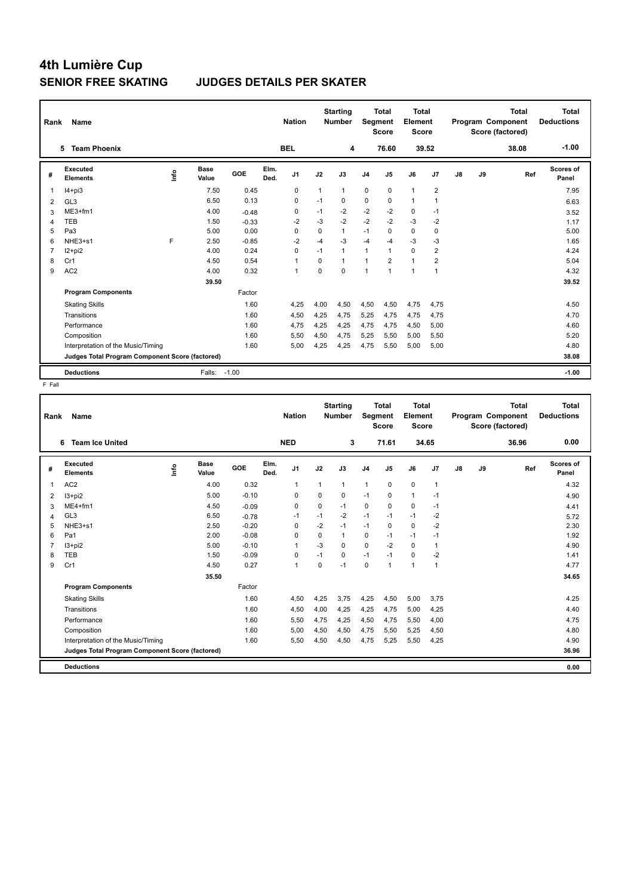# 4th Lumière Cup

## SENIOR FREE SKATING JUDGES DETAILS PER SKATER

| Rank | Name | Nation | Starting Number | Total Segment Score | Total Element Score | Total Program Component Score (factored) | Total Deductions |
|---|---|---|---|---|---|---|---|
| 5 | Team Phoenix | BEL | 4 | 76.60 | 39.52 | 38.08 | -1.00 |

| # | Executed Elements | Info | Base Value | GOE | Elm. Ded. | J1 | J2 | J3 | J4 | J5 | J6 | J7 | J8 | J9 | Ref | Scores of Panel |
|---|---|---|---|---|---|---|---|---|---|---|---|---|---|---|---|---|
| 1 | I4+pi3 | | 7.50 | 0.45 | | 0 | 1 | 1 | 0 | 0 | 1 | 2 | | | | 7.95 |
| 2 | GL3 | | 6.50 | 0.13 | | 0 | -1 | 0 | 0 | 0 | 1 | 1 | | | | 6.63 |
| 3 | ME3+fm1 | | 4.00 | -0.48 | | 0 | -1 | -2 | -2 | -2 | 0 | -1 | | | | 3.52 |
| 4 | TEB | | 1.50 | -0.33 | | -2 | -3 | -2 | -2 | -2 | -3 | -2 | | | | 1.17 |
| 5 | Pa3 | | 5.00 | 0.00 | | 0 | 0 | 1 | -1 | 0 | 0 | 0 | | | | 5.00 |
| 6 | NHE3+s1 | F | 2.50 | -0.85 | | -2 | -4 | -3 | -4 | -4 | -3 | -3 | | | | 1.65 |
| 7 | I2+pi2 | | 4.00 | 0.24 | | 0 | -1 | 1 | 1 | 1 | 0 | 2 | | | | 4.24 |
| 8 | Cr1 | | 4.50 | 0.54 | | 1 | 0 | 1 | 1 | 2 | 1 | 2 | | | | 5.04 |
| 9 | AC2 | | 4.00 | 0.32 | | 1 | 0 | 0 | 1 | 1 | 1 | 1 | | | | 4.32 |
| | | | 39.50 | | | | | | | | | | | | | 39.52 |
| | **Program Components** | | | Factor | | | | | | | | | | | | |
| | Skating Skills | | | 1.60 | | 4,25 | 4,00 | 4,50 | 4,50 | 4,50 | 4,75 | 4,75 | | | | 4.50 |
| | Transitions | | | 1.60 | | 4,50 | 4,25 | 4,75 | 5,25 | 4,75 | 4,75 | 4,75 | | | | 4.70 |
| | Performance | | | 1.60 | | 4,75 | 4,25 | 4,25 | 4,75 | 4,75 | 4,50 | 5,00 | | | | 4.60 |
| | Composition | | | 1.60 | | 5,50 | 4,50 | 4,75 | 5,25 | 5,50 | 5,00 | 5,50 | | | | 5.20 |
| | Interpretation of the Music/Timing | | | 1.60 | | 5,00 | 4,25 | 4,25 | 4,75 | 5,50 | 5,00 | 5,00 | | | | 4.80 |
| | **Judges Total Program Component Score (factored)** | | | | | | | | | | | | | | | 38.08 |
| | **Deductions** | | Falls: | -1.00 | | | | | | | | | | | | -1.00 |

F Fall

| Rank | Name | Nation | Starting Number | Total Segment Score | Total Element Score | Total Program Component Score (factored) | Total Deductions |
|---|---|---|---|---|---|---|---|
| 6 | Team Ice United | NED | 3 | 71.61 | 34.65 | 36.96 | 0.00 |

| # | Executed Elements | Info | Base Value | GOE | Elm. Ded. | J1 | J2 | J3 | J4 | J5 | J6 | J7 | J8 | J9 | Ref | Scores of Panel |
|---|---|---|---|---|---|---|---|---|---|---|---|---|---|---|---|---|
| 1 | AC2 | | 4.00 | 0.32 | | 1 | 1 | 1 | 1 | 0 | 0 | 1 | | | | 4.32 |
| 2 | I3+pi2 | | 5.00 | -0.10 | | 0 | 0 | 0 | -1 | 0 | 1 | -1 | | | | 4.90 |
| 3 | ME4+fm1 | | 4.50 | -0.09 | | 0 | 0 | -1 | 0 | 0 | 0 | -1 | | | | 4.41 |
| 4 | GL3 | | 6.50 | -0.78 | | -1 | -1 | -2 | -1 | -1 | -1 | -2 | | | | 5.72 |
| 5 | NHE3+s1 | | 2.50 | -0.20 | | 0 | -2 | -1 | -1 | 0 | 0 | -2 | | | | 2.30 |
| 6 | Pa1 | | 2.00 | -0.08 | | 0 | 0 | 1 | 0 | -1 | -1 | -1 | | | | 1.92 |
| 7 | I3+pi2 | | 5.00 | -0.10 | | 1 | -3 | 0 | 0 | -2 | 0 | 1 | | | | 4.90 |
| 8 | TEB | | 1.50 | -0.09 | | 0 | -1 | 0 | -1 | -1 | 0 | -2 | | | | 1.41 |
| 9 | Cr1 | | 4.50 | 0.27 | | 1 | 0 | -1 | 0 | 1 | 1 | 1 | | | | 4.77 |
| | | | 35.50 | | | | | | | | | | | | | 34.65 |
| | **Program Components** | | | Factor | | | | | | | | | | | | |
| | Skating Skills | | | 1.60 | | 4,50 | 4,25 | 3,75 | 4,25 | 4,50 | 5,00 | 3,75 | | | | 4.25 |
| | Transitions | | | 1.60 | | 4,50 | 4,00 | 4,25 | 4,25 | 4,75 | 5,00 | 4,25 | | | | 4.40 |
| | Performance | | | 1.60 | | 5,50 | 4,75 | 4,25 | 4,50 | 4,75 | 5,50 | 4,00 | | | | 4.75 |
| | Composition | | | 1.60 | | 5,00 | 4,50 | 4,50 | 4,75 | 5,50 | 5,25 | 4,50 | | | | 4.80 |
| | Interpretation of the Music/Timing | | | 1.60 | | 5,50 | 4,50 | 4,50 | 4,75 | 5,25 | 5,50 | 4,25 | | | | 4.90 |
| | **Judges Total Program Component Score (factored)** | | | | | | | | | | | | | | | 36.96 |
| | **Deductions** | | | | | | | | | | | | | | | 0.00 |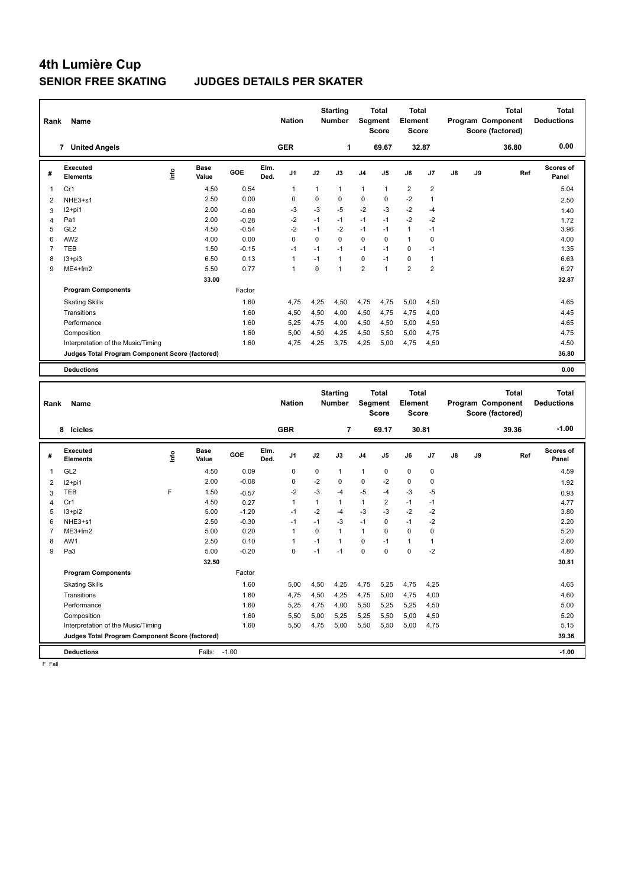# 4th Lumière Cup

## SENIOR FREE SKATING JUDGES DETAILS PER SKATER

| Rank | Name | Nation | Starting Number | Total Segment Score | Total Element Score | Total Program Component Score (factored) | Total Deductions |
|---|---|---|---|---|---|---|---|
| 7 | United Angels | GER | 1 | 69.67 | 32.87 | 36.80 | 0.00 |

| # | Executed Elements | Info | Base Value | GOE | Elm. Ded. | J1 | J2 | J3 | J4 | J5 | J6 | J7 | J8 | J9 | Ref | Scores of Panel |
|---|---|---|---|---|---|---|---|---|---|---|---|---|---|---|---|---|
| 1 | Cr1 | | 4.50 | 0.54 | | 1 | 1 | 1 | 1 | 1 | 2 | 2 | | | | 5.04 |
| 2 | NHE3+s1 | | 2.50 | 0.00 | | 0 | 0 | 0 | 0 | 0 | -2 | 1 | | | | 2.50 |
| 3 | I2+pi1 | | 2.00 | -0.60 | | -3 | -3 | -5 | -2 | -3 | -2 | -4 | | | | 1.40 |
| 4 | Pa1 | | 2.00 | -0.28 | | -2 | -1 | -1 | -1 | -1 | -2 | -2 | | | | 1.72 |
| 5 | GL2 | | 4.50 | -0.54 | | -2 | -1 | -2 | -1 | -1 | 1 | -1 | | | | 3.96 |
| 6 | AW2 | | 4.00 | 0.00 | | 0 | 0 | 0 | 0 | 0 | 1 | 0 | | | | 4.00 |
| 7 | TEB | | 1.50 | -0.15 | | -1 | -1 | -1 | -1 | -1 | 0 | -1 | | | | 1.35 |
| 8 | I3+pi3 | | 6.50 | 0.13 | | 1 | -1 | 1 | 0 | -1 | 0 | 1 | | | | 6.63 |
| 9 | ME4+fm2 | | 5.50 | 0.77 | | 1 | 0 | 1 | 2 | 1 | 2 | 2 | | | | 6.27 |
| | | | 33.00 | | | | | | | | | | | | | 32.87 |

| Program Components | Factor | J1 | J2 | J3 | J4 | J5 | J6 | J7 | J8 | J9 | Scores of Panel |
|---|---|---|---|---|---|---|---|---|---|---|---|
| Skating Skills | 1.60 | 4,75 | 4,25 | 4,50 | 4,75 | 4,75 | 5,00 | 4,50 | | | 4.65 |
| Transitions | 1.60 | 4,50 | 4,50 | 4,00 | 4,50 | 4,75 | 4,75 | 4,00 | | | 4.45 |
| Performance | 1.60 | 5,25 | 4,75 | 4,00 | 4,50 | 4,50 | 5,00 | 4,50 | | | 4.65 |
| Composition | 1.60 | 5,00 | 4,50 | 4,25 | 4,50 | 5,50 | 5,00 | 4,75 | | | 4.75 |
| Interpretation of the Music/Timing | 1.60 | 4,75 | 4,25 | 3,75 | 4,25 | 5,00 | 4,75 | 4,50 | | | 4.50 |
| Judges Total Program Component Score (factored) | | | | | | | | | | | 36.80 |

**Deductions** 0.00

| Rank | Name | Nation | Starting Number | Total Segment Score | Total Element Score | Total Program Component Score (factored) | Total Deductions |
|---|---|---|---|---|---|---|---|
| 8 | Icicles | GBR | 7 | 69.17 | 30.81 | 39.36 | -1.00 |

| # | Executed Elements | Info | Base Value | GOE | Elm. Ded. | J1 | J2 | J3 | J4 | J5 | J6 | J7 | J8 | J9 | Ref | Scores of Panel |
|---|---|---|---|---|---|---|---|---|---|---|---|---|---|---|---|---|
| 1 | GL2 | | 4.50 | 0.09 | | 0 | 0 | 1 | 1 | 0 | 0 | 0 | | | | 4.59 |
| 2 | I2+pi1 | | 2.00 | -0.08 | | 0 | -2 | 0 | 0 | -2 | 0 | 0 | | | | 1.92 |
| 3 | TEB | F | 1.50 | -0.57 | | -2 | -3 | -4 | -5 | -4 | -3 | -5 | | | | 0.93 |
| 4 | Cr1 | | 4.50 | 0.27 | | 1 | 1 | 1 | 1 | 2 | -1 | -1 | | | | 4.77 |
| 5 | I3+pi2 | | 5.00 | -1.20 | | -1 | -2 | -4 | -3 | -3 | -2 | -2 | | | | 3.80 |
| 6 | NHE3+s1 | | 2.50 | -0.30 | | -1 | -1 | -3 | -1 | 0 | -1 | -2 | | | | 2.20 |
| 7 | ME3+fm2 | | 5.00 | 0.20 | | 1 | 0 | 1 | 1 | 0 | 0 | 0 | | | | 5.20 |
| 8 | AW1 | | 2.50 | 0.10 | | 1 | -1 | 1 | 0 | -1 | 1 | 1 | | | | 2.60 |
| 9 | Pa3 | | 5.00 | -0.20 | | 0 | -1 | -1 | 0 | 0 | 0 | -2 | | | | 4.80 |
| | | | 32.50 | | | | | | | | | | | | | 30.81 |

| Program Components | Factor | J1 | J2 | J3 | J4 | J5 | J6 | J7 | J8 | J9 | Scores of Panel |
|---|---|---|---|---|---|---|---|---|---|---|---|
| Skating Skills | 1.60 | 5,00 | 4,50 | 4,25 | 4,75 | 5,25 | 4,75 | 4,25 | | | 4.65 |
| Transitions | 1.60 | 4,75 | 4,50 | 4,25 | 4,75 | 5,00 | 4,75 | 4,00 | | | 4.60 |
| Performance | 1.60 | 5,25 | 4,75 | 4,00 | 5,50 | 5,25 | 5,25 | 4,50 | | | 5.00 |
| Composition | 1.60 | 5,50 | 5,00 | 5,25 | 5,25 | 5,50 | 5,00 | 4,50 | | | 5.20 |
| Interpretation of the Music/Timing | 1.60 | 5,50 | 4,75 | 5,00 | 5,50 | 5,50 | 5,00 | 4,75 | | | 5.15 |
| Judges Total Program Component Score (factored) | | | | | | | | | | | 39.36 |

**Deductions** Falls: -1.00 **-1.00**

F Fall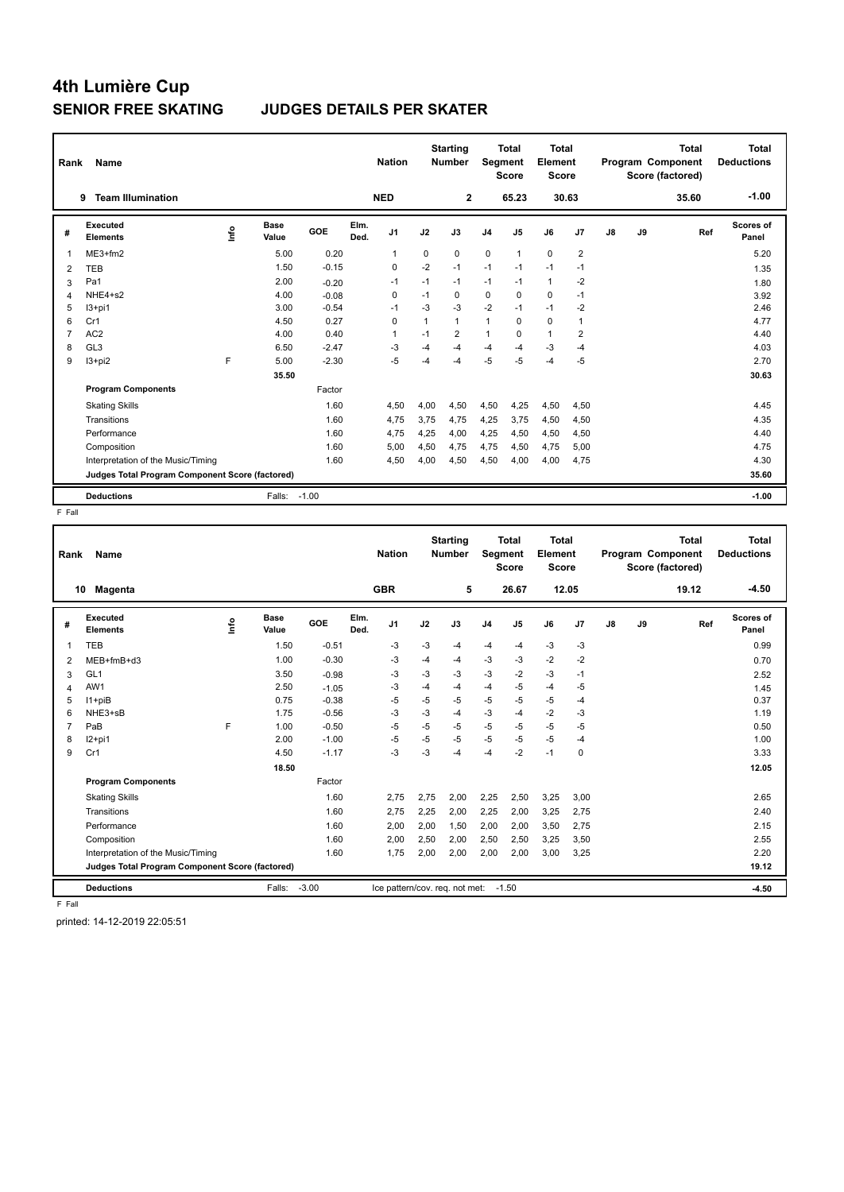# 4th Lumière Cup

## SENIOR FREE SKATING JUDGES DETAILS PER SKATER

| Rank | Name | Nation | Starting Number | Total Segment Score | Total Element Score | Total Program Component Score (factored) | Total Deductions |
|---|---|---|---|---|---|---|---|
| 9 | Team Illumination | NED | 2 | 65.23 | 30.63 | 35.60 | -1.00 |

| # | Executed Elements | Info | Base Value | GOE | Elm. Ded. | J1 | J2 | J3 | J4 | J5 | J6 | J7 | J8 | J9 | Ref | Scores of Panel |
|---|---|---|---|---|---|---|---|---|---|---|---|---|---|---|---|---|
| 1 | ME3+fm2 | | 5.00 | 0.20 | | 1 | 0 | 0 | 0 | 1 | 0 | 2 | | | | 5.20 |
| 2 | TEB | | 1.50 | -0.15 | | 0 | -2 | -1 | -1 | -1 | -1 | -1 | | | | 1.35 |
| 3 | Pa1 | | 2.00 | -0.20 | | -1 | -1 | -1 | -1 | -1 | 1 | -2 | | | | 1.80 |
| 4 | NHE4+s2 | | 4.00 | -0.08 | | 0 | -1 | 0 | 0 | 0 | 0 | -1 | | | | 3.92 |
| 5 | I3+pi1 | | 3.00 | -0.54 | | -1 | -3 | -3 | -2 | -1 | -1 | -2 | | | | 2.46 |
| 6 | Cr1 | | 4.50 | 0.27 | | 0 | 1 | 1 | 1 | 0 | 0 | 1 | | | | 4.77 |
| 7 | AC2 | | 4.00 | 0.40 | | 1 | -1 | 2 | 1 | 0 | 1 | 2 | | | | 4.40 |
| 8 | GL3 | | 6.50 | -2.47 | | -3 | -4 | -4 | -4 | -4 | -3 | -4 | | | | 4.03 |
| 9 | I3+pi2 | F | 5.00 | -2.30 | | -5 | -4 | -4 | -5 | -5 | -4 | -5 | | | | 2.70 |
| | | | 35.50 | | | | | | | | | | | | | 30.63 |
| | **Program Components** | | | Factor | | | | | | | | | | | | |
| | Skating Skills | | | 1.60 | | 4,50 | 4,00 | 4,50 | 4,50 | 4,25 | 4,50 | 4,50 | | | | 4.45 |
| | Transitions | | | 1.60 | | 4,75 | 3,75 | 4,75 | 4,25 | 3,75 | 4,50 | 4,50 | | | | 4.35 |
| | Performance | | | 1.60 | | 4,75 | 4,25 | 4,00 | 4,25 | 4,50 | 4,50 | 4,50 | | | | 4.40 |
| | Composition | | | 1.60 | | 5,00 | 4,50 | 4,75 | 4,75 | 4,50 | 4,75 | 5,00 | | | | 4.75 |
| | Interpretation of the Music/Timing | | | 1.60 | | 4,50 | 4,00 | 4,50 | 4,50 | 4,00 | 4,00 | 4,75 | | | | 4.30 |
| | Judges Total Program Component Score (factored) | | | | | | | | | | | | | | | 35.60 |
| | **Deductions** | | Falls: | -1.00 | | | | | | | | | | | | -1.00 |

F Fall

| Rank | Name | Nation | Starting Number | Total Segment Score | Total Element Score | Total Program Component Score (factored) | Total Deductions |
|---|---|---|---|---|---|---|---|
| 10 | Magenta | GBR | 5 | 26.67 | 12.05 | 19.12 | -4.50 |

| # | Executed Elements | Info | Base Value | GOE | Elm. Ded. | J1 | J2 | J3 | J4 | J5 | J6 | J7 | J8 | J9 | Ref | Scores of Panel |
|---|---|---|---|---|---|---|---|---|---|---|---|---|---|---|---|---|
| 1 | TEB | | 1.50 | -0.51 | | -3 | -3 | -4 | -4 | -4 | -3 | -3 | | | | 0.99 |
| 2 | MEB+fmB+d3 | | 1.00 | -0.30 | | -3 | -4 | -4 | -3 | -3 | -2 | -2 | | | | 0.70 |
| 3 | GL1 | | 3.50 | -0.98 | | -3 | -3 | -3 | -3 | -2 | -3 | -1 | | | | 2.52 |
| 4 | AW1 | | 2.50 | -1.05 | | -3 | -4 | -4 | -4 | -5 | -4 | -5 | | | | 1.45 |
| 5 | I1+piB | | 0.75 | -0.38 | | -5 | -5 | -5 | -5 | -5 | -5 | -4 | | | | 0.37 |
| 6 | NHE3+sB | | 1.75 | -0.56 | | -3 | -3 | -4 | -3 | -4 | -2 | -3 | | | | 1.19 |
| 7 | PaB | F | 1.00 | -0.50 | | -5 | -5 | -5 | -5 | -5 | -5 | -5 | | | | 0.50 |
| 8 | I2+pi1 | | 2.00 | -1.00 | | -5 | -5 | -5 | -5 | -5 | -5 | -4 | | | | 1.00 |
| 9 | Cr1 | | 4.50 | -1.17 | | -3 | -3 | -4 | -4 | -2 | -1 | 0 | | | | 3.33 |
| | | | 18.50 | | | | | | | | | | | | | 12.05 |
| | **Program Components** | | | Factor | | | | | | | | | | | | |
| | Skating Skills | | | 1.60 | | 2,75 | 2,75 | 2,00 | 2,25 | 2,50 | 3,25 | 3,00 | | | | 2.65 |
| | Transitions | | | 1.60 | | 2,75 | 2,25 | 2,00 | 2,25 | 2,00 | 3,25 | 2,75 | | | | 2.40 |
| | Performance | | | 1.60 | | 2,00 | 2,00 | 1,50 | 2,00 | 2,00 | 3,50 | 2,75 | | | | 2.15 |
| | Composition | | | 1.60 | | 2,00 | 2,50 | 2,00 | 2,50 | 2,50 | 3,25 | 3,50 | | | | 2.55 |
| | Interpretation of the Music/Timing | | | 1.60 | | 1,75 | 2,00 | 2,00 | 2,00 | 2,00 | 3,00 | 3,25 | | | | 2.20 |
| | Judges Total Program Component Score (factored) | | | | | | | | | | | | | | | 19.12 |
| | **Deductions** | | Falls: | -3.00 | | Ice pattern/cov. req. not met: | | | -1.50 | | | | | | | -4.50 |

F Fall

printed: 14-12-2019 22:05:51